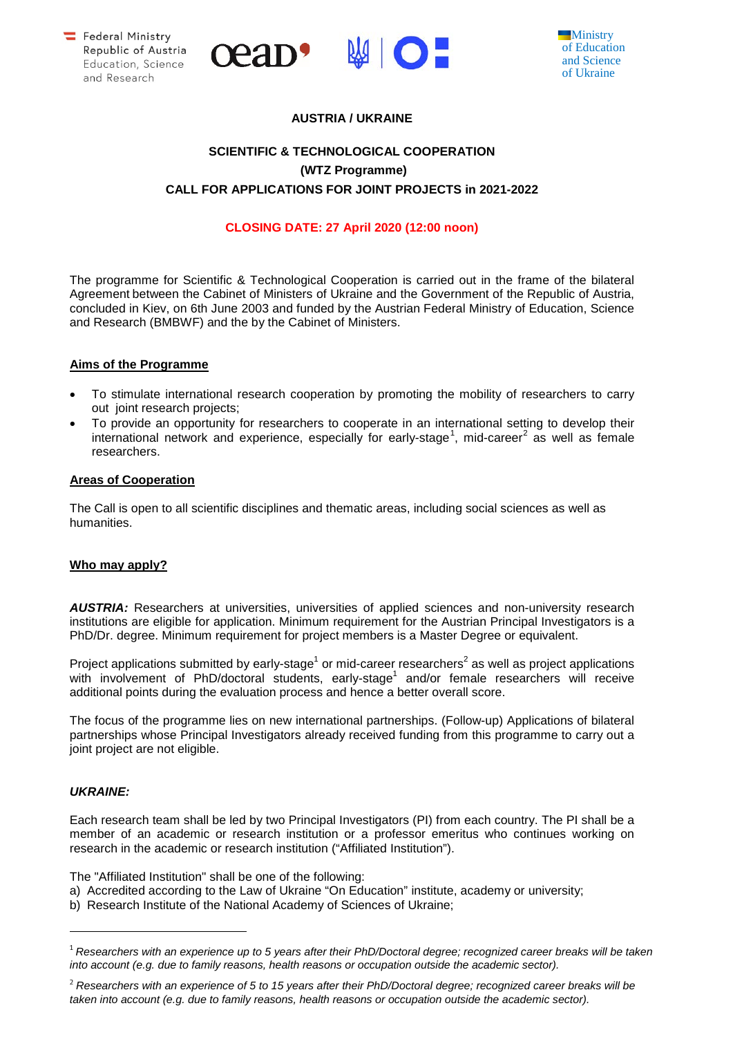Federal Ministry Republic of Austria Education, Science and Research

Ministry of Education and Science of Ukraine

**AUSTRIA / UKRAINE**

**SCIENTIFIC & TECHNOLOGICAL COOPERATION**

**(WTZ Programme)**

**CALL FOR APPLICATIONS FOR JOINT PROJECTS in 2021-2022**

**CLOSING DATE: 27 April 2020 (12:00 noon)**

The programme for Scientific & Technological Cooperation is carried out in the frame of the bilateral Agreement between the Cabinet of Ministers of Ukraine and the Government of the Republic of Austria, concluded in Kiev, on 6th June 2003 and funded by the Austrian Federal Ministry of Education, Science and Research (BMBWF) and the by the Cabinet of Ministers.

## Aims of the Programme

- To stimulate international research cooperation by promoting the mobility of researchers to carry out joint research projects;
- To provide an opportunity for researchers to cooperate in an international setting to develop their international network and experience, especially for early-stage[1], mid-career[2] as well as female researchers.

## Areas of Cooperation

The Call is open to all scientific disciplines and thematic areas, including social sciences as well as humanities.

## Who may apply?

***AUSTRIA:*** Researchers at universities, universities of applied sciences and non-university research institutions are eligible for application. Minimum requirement for the Austrian Principal Investigators is a PhD/Dr. degree. Minimum requirement for project members is a Master Degree or equivalent.

Project applications submitted by early-stage[1] or mid-career researchers[2] as well as project applications with involvement of PhD/doctoral students, early-stage[1] and/or female researchers will receive additional points during the evaluation process and hence a better overall score.

The focus of the programme lies on new international partnerships. (Follow-up) Applications of bilateral partnerships whose Principal Investigators already received funding from this programme to carry out a joint project are not eligible.

***UKRAINE:***

Each research team shall be led by two Principal Investigators (PI) from each country. The PI shall be a member of an academic or research institution or a professor emeritus who continues working on research in the academic or research institution ("Affiliated Institution").

The "Affiliated Institution" shall be one of the following:

a) Accredited according to the Law of Ukraine "On Education" institute, academy or university;
b) Research Institute of the National Academy of Sciences of Ukraine;

---

[1] *Researchers with an experience up to 5 years after their PhD/Doctoral degree; recognized career breaks will be taken into account (e.g. due to family reasons, health reasons or occupation outside the academic sector).*

[2] *Researchers with an experience of 5 to 15 years after their PhD/Doctoral degree; recognized career breaks will be taken into account (e.g. due to family reasons, health reasons or occupation outside the academic sector).*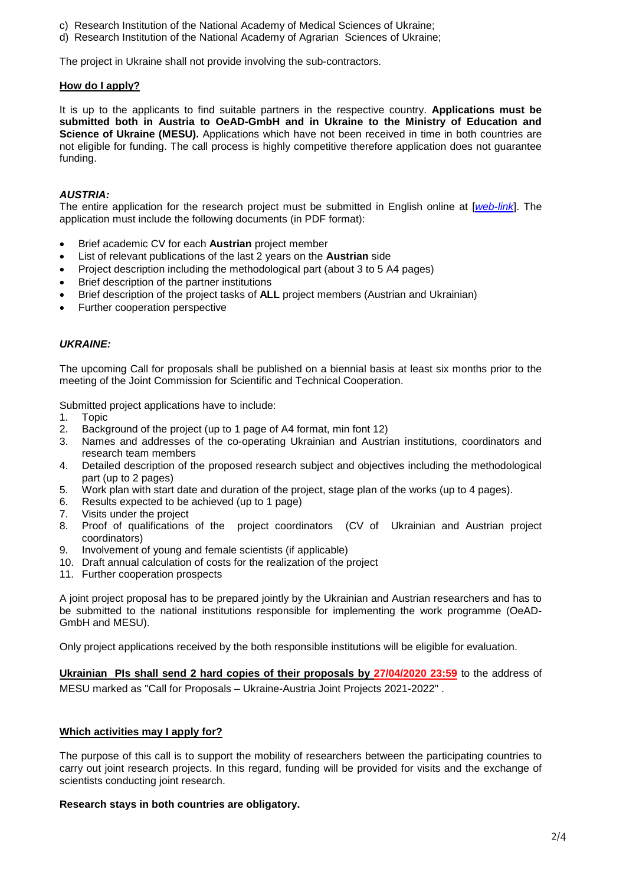c) Research Institution of the National Academy of Medical Sciences of Ukraine;
d) Research Institution of the National Academy of Agrarian Sciences of Ukraine;

The project in Ukraine shall not provide involving the sub-contractors.

**How do I apply?**

It is up to the applicants to find suitable partners in the respective country. **Applications must be submitted both in Austria to OeAD-GmbH and in Ukraine to the Ministry of Education and Science of Ukraine (MESU).** Applications which have not been received in time in both countries are not eligible for funding. The call process is highly competitive therefore application does not guarantee funding.

***AUSTRIA:***

The entire application for the research project must be submitted in English online at [*web-link*]. The application must include the following documents (in PDF format):

- Brief academic CV for each **Austrian** project member
- List of relevant publications of the last 2 years on the **Austrian** side
- Project description including the methodological part (about 3 to 5 A4 pages)
- Brief description of the partner institutions
- Brief description of the project tasks of **ALL** project members (Austrian and Ukrainian)
- Further cooperation perspective

***UKRAINE:***

The upcoming Call for proposals shall be published on a biennial basis at least six months prior to the meeting of the Joint Commission for Scientific and Technical Cooperation.

Submitted project applications have to include:

1. Topic
2. Background of the project (up to 1 page of A4 format, min font 12)
3. Names and addresses of the co-operating Ukrainian and Austrian institutions, coordinators and research team members
4. Detailed description of the proposed research subject and objectives including the methodological part (up to 2 pages)
5. Work plan with start date and duration of the project, stage plan of the works (up to 4 pages).
6. Results expected to be achieved (up to 1 page)
7. Visits under the project
8. Proof of qualifications of the project coordinators (CV of Ukrainian and Austrian project coordinators)
9. Involvement of young and female scientists (if applicable)
10. Draft annual calculation of costs for the realization of the project
11. Further cooperation prospects

A joint project proposal has to be prepared jointly by the Ukrainian and Austrian researchers and has to be submitted to the national institutions responsible for implementing the work programme (OeAD-GmbH and MESU).

Only project applications received by the both responsible institutions will be eligible for evaluation.

**Ukrainian PIs shall send 2 hard copies of their proposals by 27/04/2020 23:59** to the address of MESU marked as "Call for Proposals – Ukraine-Austria Joint Projects 2021-2022" .

**Which activities may I apply for?**

The purpose of this call is to support the mobility of researchers between the participating countries to carry out joint research projects. In this regard, funding will be provided for visits and the exchange of scientists conducting joint research.

**Research stays in both countries are obligatory.**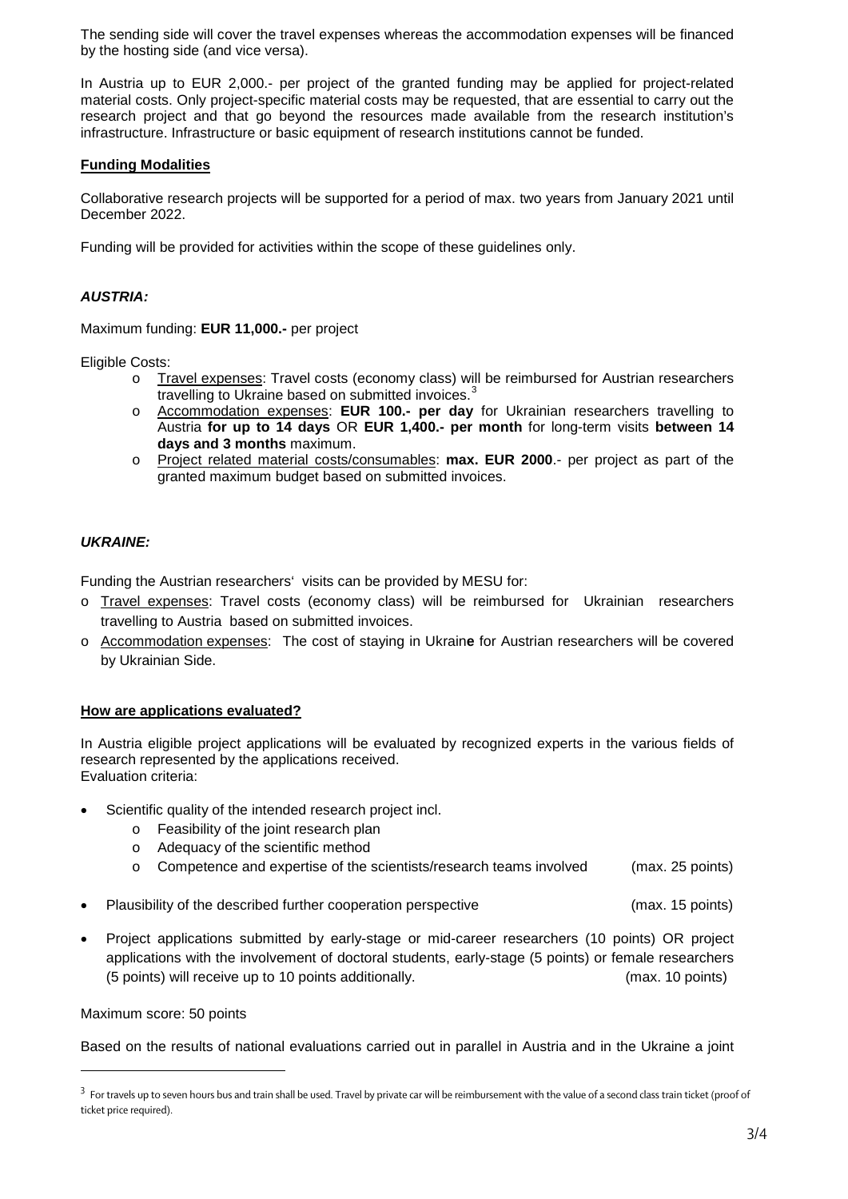The sending side will cover the travel expenses whereas the accommodation expenses will be financed by the hosting side (and vice versa).

In Austria up to EUR 2,000.- per project of the granted funding may be applied for project-related material costs. Only project-specific material costs may be requested, that are essential to carry out the research project and that go beyond the resources made available from the research institution's infrastructure. Infrastructure or basic equipment of research institutions cannot be funded.

## Funding Modalities

Collaborative research projects will be supported for a period of max. two years from January 2021 until December 2022.

Funding will be provided for activities within the scope of these guidelines only.

### *AUSTRIA:*

Maximum funding: **EUR 11,000.-** per project

Eligible Costs:

- Travel expenses: Travel costs (economy class) will be reimbursed for Austrian researchers travelling to Ukraine based on submitted invoices.[3]
- Accommodation expenses: **EUR 100.- per day** for Ukrainian researchers travelling to Austria **for up to 14 days** OR **EUR 1,400.- per month** for long-term visits **between 14 days and 3 months** maximum.
- Project related material costs/consumables: **max. EUR 2000**.- per project as part of the granted maximum budget based on submitted invoices.

### *UKRAINE:*

Funding the Austrian researchers' visits can be provided by MESU for:

- Travel expenses: Travel costs (economy class) will be reimbursed for Ukrainian researchers travelling to Austria based on submitted invoices.
- Accommodation expenses: The cost of staying in Ukrain**e** for Austrian researchers will be covered by Ukrainian Side.

## How are applications evaluated?

In Austria eligible project applications will be evaluated by recognized experts in the various fields of research represented by the applications received.
Evaluation criteria:

- Scientific quality of the intended research project incl.
  - Feasibility of the joint research plan
  - Adequacy of the scientific method
  - Competence and expertise of the scientists/research teams involved (max. 25 points)
- Plausibility of the described further cooperation perspective (max. 15 points)
- Project applications submitted by early-stage or mid-career researchers (10 points) OR project applications with the involvement of doctoral students, early-stage (5 points) or female researchers (5 points) will receive up to 10 points additionally. (max. 10 points)

Maximum score: 50 points

Based on the results of national evaluations carried out in parallel in Austria and in the Ukraine a joint

---

[3] For travels up to seven hours bus and train shall be used. Travel by private car will be reimbursement with the value of a second class train ticket (proof of ticket price required).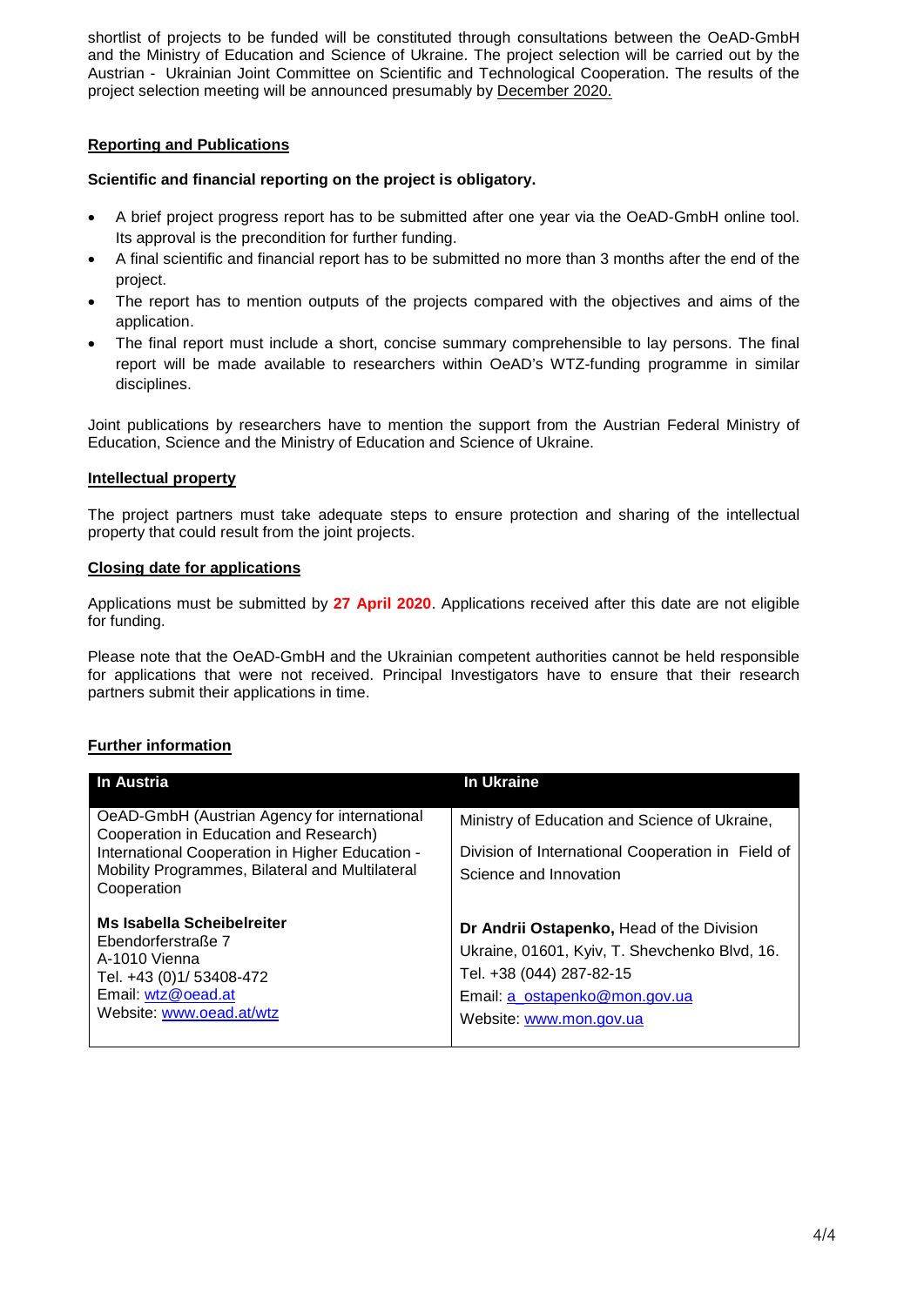shortlist of projects to be funded will be constituted through consultations between the OeAD-GmbH and the Ministry of Education and Science of Ukraine. The project selection will be carried out by the Austrian - Ukrainian Joint Committee on Scientific and Technological Cooperation. The results of the project selection meeting will be announced presumably by December 2020.

## Reporting and Publications

**Scientific and financial reporting on the project is obligatory.**

- A brief project progress report has to be submitted after one year via the OeAD-GmbH online tool. Its approval is the precondition for further funding.
- A final scientific and financial report has to be submitted no more than 3 months after the end of the project.
- The report has to mention outputs of the projects compared with the objectives and aims of the application.
- The final report must include a short, concise summary comprehensible to lay persons. The final report will be made available to researchers within OeAD's WTZ-funding programme in similar disciplines.

Joint publications by researchers have to mention the support from the Austrian Federal Ministry of Education, Science and the Ministry of Education and Science of Ukraine.

## Intellectual property

The project partners must take adequate steps to ensure protection and sharing of the intellectual property that could result from the joint projects.

## Closing date for applications

Applications must be submitted by **27 April 2020**. Applications received after this date are not eligible for funding.

Please note that the OeAD-GmbH and the Ukrainian competent authorities cannot be held responsible for applications that were not received. Principal Investigators have to ensure that their research partners submit their applications in time.

## Further information

| In Austria | In Ukraine |
|---|---|
| OeAD-GmbH (Austrian Agency for international Cooperation in Education and Research) International Cooperation in Higher Education - Mobility Programmes, Bilateral and Multilateral Cooperation | Ministry of Education and Science of Ukraine, Division of International Cooperation in Field of Science and Innovation |
| **Ms Isabella Scheibelreiter** Ebendorferstraße 7 A-1010 Vienna Tel. +43 (0)1/ 53408-472 Email: wtz@oead.at Website: www.oead.at/wtz | **Dr Andrii Ostapenko,** Head of the Division Ukraine, 01601, Kyiv, T. Shevchenko Blvd, 16. Tel. +38 (044) 287-82-15 Email: a_ostapenko@mon.gov.ua Website: www.mon.gov.ua |